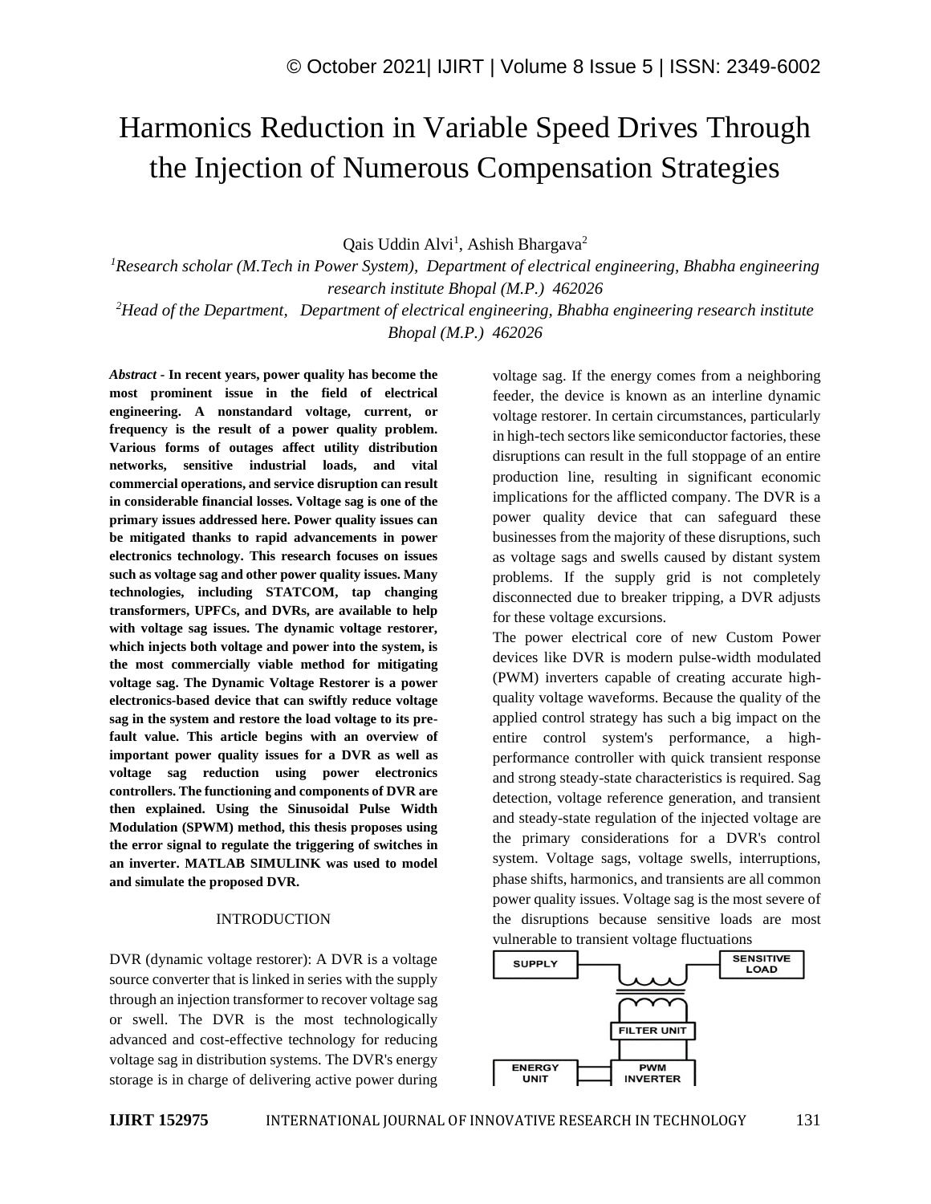// Rule 6: omitted running header "© October 2021| IJIRT | Volume 8 Issue 5 | ISSN: 2349-6002" and footer "IJIRT 152975 ... 131"
# Harmonics Reduction in Variable Speed Drives Through the Injection of Numerous Compensation Strategies

Qais Uddin Alvi[1], Ashish Bhargava[2]

[1]*Research scholar (M.Tech in Power System), Department of electrical engineering, Bhabha engineering research institute Bhopal (M.P.) 462026*

[2]*Head of the Department, Department of electrical engineering, Bhabha engineering research institute Bhopal (M.P.) 462026*

***Abstract* - In recent years, power quality has become the most prominent issue in the field of electrical engineering. A nonstandard voltage, current, or frequency is the result of a power quality problem. Various forms of outages affect utility distribution networks, sensitive industrial loads, and vital commercial operations, and service disruption can result in considerable financial losses. Voltage sag is one of the primary issues addressed here. Power quality issues can be mitigated thanks to rapid advancements in power electronics technology. This research focuses on issues such as voltage sag and other power quality issues. Many technologies, including STATCOM, tap changing transformers, UPFCs, and DVRs, are available to help with voltage sag issues. The dynamic voltage restorer, which injects both voltage and power into the system, is the most commercially viable method for mitigating voltage sag. The Dynamic Voltage Restorer is a power electronics-based device that can swiftly reduce voltage sag in the system and restore the load voltage to its pre-fault value. This article begins with an overview of important power quality issues for a DVR as well as voltage sag reduction using power electronics controllers. The functioning and components of DVR are then explained. Using the Sinusoidal Pulse Width Modulation (SPWM) method, this thesis proposes using the error signal to regulate the triggering of switches in an inverter. MATLAB SIMULINK was used to model and simulate the proposed DVR.**

## INTRODUCTION

DVR (dynamic voltage restorer): A DVR is a voltage source converter that is linked in series with the supply through an injection transformer to recover voltage sag or swell. The DVR is the most technologically advanced and cost-effective technology for reducing voltage sag in distribution systems. The DVR's energy storage is in charge of delivering active power during voltage sag. If the energy comes from a neighboring feeder, the device is known as an interline dynamic voltage restorer. In certain circumstances, particularly in high-tech sectors like semiconductor factories, these disruptions can result in the full stoppage of an entire production line, resulting in significant economic implications for the afflicted company. The DVR is a power quality device that can safeguard these businesses from the majority of these disruptions, such as voltage sags and swells caused by distant system problems. If the supply grid is not completely disconnected due to breaker tripping, a DVR adjusts for these voltage excursions.

The power electrical core of new Custom Power devices like DVR is modern pulse-width modulated (PWM) inverters capable of creating accurate high-quality voltage waveforms. Because the quality of the applied control strategy has such a big impact on the entire control system's performance, a high-performance controller with quick transient response and strong steady-state characteristics is required. Sag detection, voltage reference generation, and transient and steady-state regulation of the injected voltage are the primary considerations for a DVR's control system. Voltage sags, voltage swells, interruptions, phase shifts, harmonics, and transients are all common power quality issues. Voltage sag is the most severe of the disruptions because sensitive loads are most vulnerable to transient voltage fluctuations

SUPPLY

SENSITIVE LOAD

FILTER UNIT

ENERGY UNIT

PWM INVERTER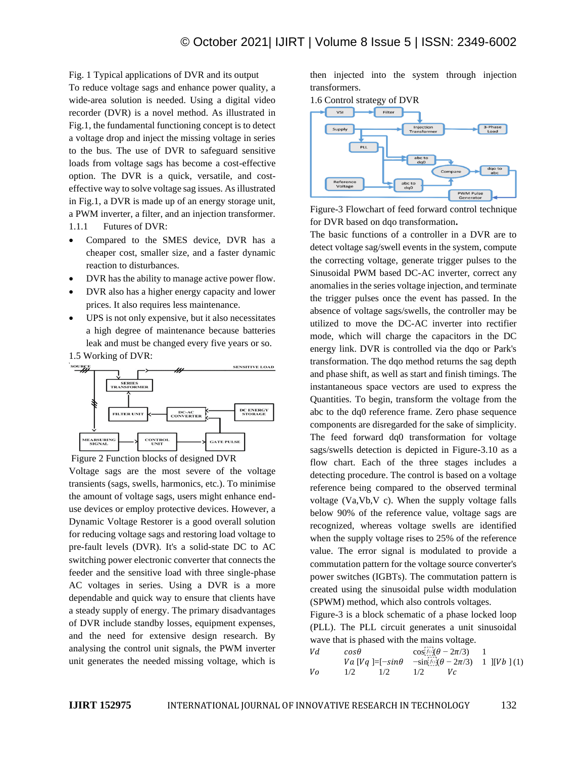Fig. 1 Typical applications of DVR and its output

To reduce voltage sags and enhance power quality, a wide-area solution is needed. Using a digital video recorder (DVR) is a novel method. As illustrated in Fig.1, the fundamental functioning concept is to detect a voltage drop and inject the missing voltage in series to the bus. The use of DVR to safeguard sensitive loads from voltage sags has become a cost-effective option. The DVR is a quick, versatile, and cost-effective way to solve voltage sag issues. As illustrated in Fig.1, a DVR is made up of an energy storage unit, a PWM inverter, a filter, and an injection transformer.

1.1.1 Futures of DVR:

- Compared to the SMES device, DVR has a cheaper cost, smaller size, and a faster dynamic reaction to disturbances.
- DVR has the ability to manage active power flow.
- DVR also has a higher energy capacity and lower prices. It also requires less maintenance.
- UPS is not only expensive, but it also necessitates a high degree of maintenance because batteries leak and must be changed every five years or so.

1.5 Working of DVR:

Figure 2 Function blocks of designed DVR

Voltage sags are the most severe of the voltage transients (sags, swells, harmonics, etc.). To minimise the amount of voltage sags, users might enhance end-use devices or employ protective devices. However, a Dynamic Voltage Restorer is a good overall solution for reducing voltage sags and restoring load voltage to pre-fault levels (DVR). It's a solid-state DC to AC switching power electronic converter that connects the feeder and the sensitive load with three single-phase AC voltages in series. Using a DVR is a more dependable and quick way to ensure that clients have a steady supply of energy. The primary disadvantages of DVR include standby losses, equipment expenses, and the need for extensive design research. By analysing the control unit signals, the PWM inverter unit generates the needed missing voltage, which is then injected into the system through injection transformers.

1.6 Control strategy of DVR

Figure-3 Flowchart of feed forward control technique for DVR based on dqo transformation.

The basic functions of a controller in a DVR are to detect voltage sag/swell events in the system, compute the correcting voltage, generate trigger pulses to the Sinusoidal PWM based DC-AC inverter, correct any anomalies in the series voltage injection, and terminate the trigger pulses once the event has passed. In the absence of voltage sags/swells, the controller may be utilized to move the DC-AC inverter into rectifier mode, which will charge the capacitors in the DC energy link. DVR is controlled via the dqo or Park's transformation. The dqo method returns the sag depth and phase shift, as well as start and finish timings. The instantaneous space vectors are used to express the Quantities. To begin, transform the voltage from the abc to the dq0 reference frame. Zero phase sequence components are disregarded for the sake of simplicity. The feed forward dq0 transformation for voltage sags/swells detection is depicted in Figure-3.10 as a flow chart. Each of the three stages includes a detecting procedure. The control is based on a voltage reference being compared to the observed terminal voltage (Va,Vb,V c). When the supply voltage falls below 90% of the reference value, voltage sags are recognized, whereas voltage swells are identified when the supply voltage rises to 25% of the reference value. The error signal is modulated to provide a commutation pattern for the voltage source converter's power switches (IGBTs). The commutation pattern is created using the sinusoidal pulse width modulation (SPWM) method, which also controls voltages.

Figure-3 is a block schematic of a phase locked loop (PLL). The PLL circuit generates a unit sinusoidal wave that is phased with the mains voltage.

$$\begin{bmatrix} V_d \\ V_q \\ V_o \end{bmatrix} = \begin{bmatrix} \cos\theta & \cos(\theta - 2\pi/3) & 1 \\ -\sin\theta & -\sin(\theta - 2\pi/3) & 1 \\ 1/2 & 1/2 & 1/2 \end{bmatrix} \begin{bmatrix} V_a \\ V_b \\ V_c \end{bmatrix} \quad (1)$$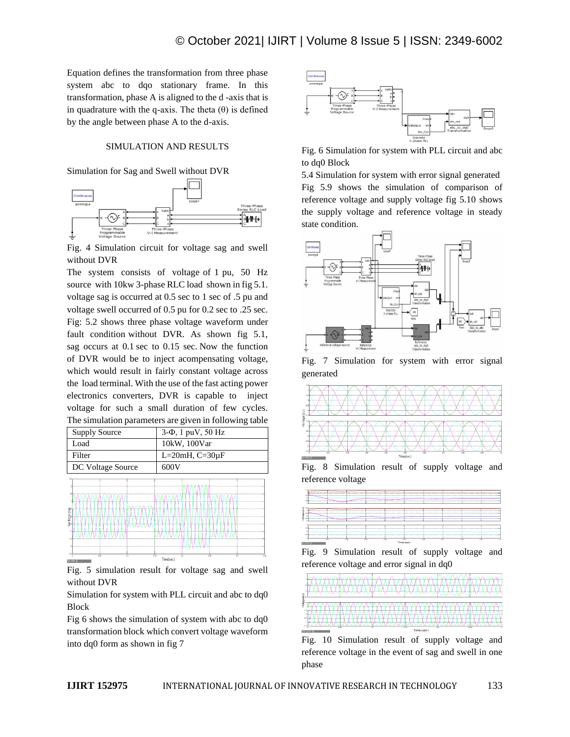Equation defines the transformation from three phase system abc to dqo stationary frame. In this transformation, phase A is aligned to the d -axis that is in quadrature with the q-axis. The theta (θ) is defined by the angle between phase A to the d-axis.

## SIMULATION AND RESULTS

Simulation for Sag and Swell without DVR

Fig. 4 Simulation circuit for voltage sag and swell without DVR

The system consists of voltage of 1 pu, 50 Hz source with 10kw 3-phase RLC load shown in fig 5.1. voltage sag is occurred at 0.5 sec to 1 sec of .5 pu and voltage swell occurred of 0.5 pu for 0.2 sec to .25 sec. Fig: 5.2 shows three phase voltage waveform under fault condition without DVR. As shown fig 5.1, sag occurs at 0.1 sec to 0.15 sec. Now the function of DVR would be to inject acompensating voltage, which would result in fairly constant voltage across the load terminal. With the use of the fast acting power electronics converters, DVR is capable to inject voltage for such a small duration of few cycles.

The simulation parameters are given in following table

| Supply Source | 3-Φ, 1 puV, 50 Hz |
|---|---|
| Load | 10kW, 100Var |
| Filter | L=20mH, C=30μF |
| DC Voltage Source | 600V |

Fig. 5 simulation result for voltage sag and swell without DVR

Simulation for system with PLL circuit and abc to dq0 Block

Fig 6 shows the simulation of system with abc to dq0 transformation block which convert voltage waveform into dq0 form as shown in fig 7

Fig. 6 Simulation for system with PLL circuit and abc to dq0 Block

5.4 Simulation for system with error signal generated

Fig 5.9 shows the simulation of comparison of reference voltage and supply voltage fig 5.10 shows the supply voltage and reference voltage in steady state condition.

Fig. 7 Simulation for system with error signal generated

Fig. 8 Simulation result of supply voltage and reference voltage

Fig. 9 Simulation result of supply voltage and reference voltage and error signal in dq0

Fig. 10 Simulation result of supply voltage and reference voltage in the event of sag and swell in one phase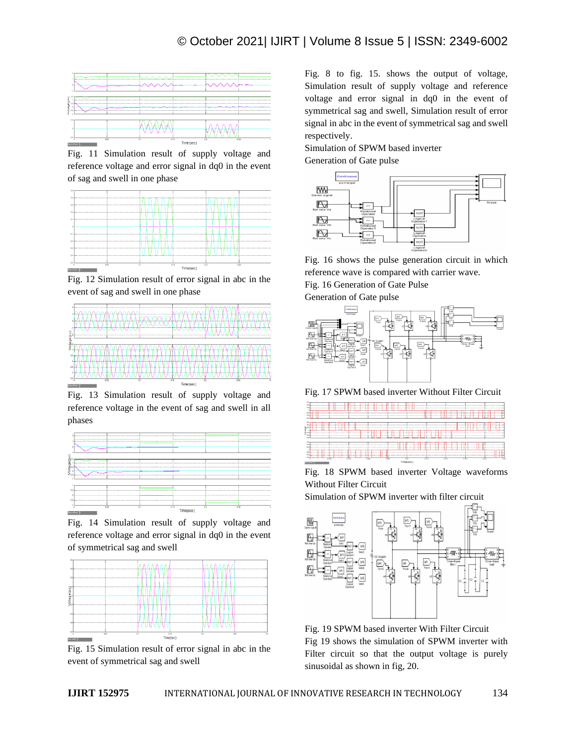Fig. 11 Simulation result of supply voltage and reference voltage and error signal in dq0 in the event of sag and swell in one phase

Fig. 12 Simulation result of error signal in abc in the event of sag and swell in one phase

Fig. 13 Simulation result of supply voltage and reference voltage in the event of sag and swell in all phases

Fig. 14 Simulation result of supply voltage and reference voltage and error signal in dq0 in the event of symmetrical sag and swell

Fig. 15 Simulation result of error signal in abc in the event of symmetrical sag and swell

Fig. 8 to fig. 15. shows the output of voltage, Simulation result of supply voltage and reference voltage and error signal in dq0 in the event of symmetrical sag and swell, Simulation result of error signal in abc in the event of symmetrical sag and swell respectively.

Simulation of SPWM based inverter

Generation of Gate pulse

Fig. 16 shows the pulse generation circuit in which reference wave is compared with carrier wave.

Fig. 16 Generation of Gate Pulse

Generation of Gate pulse

Fig. 17 SPWM based inverter Without Filter Circuit

Fig. 18 SPWM based inverter Voltage waveforms Without Filter Circuit

Simulation of SPWM inverter with filter circuit

Fig. 19 SPWM based inverter With Filter Circuit

Fig 19 shows the simulation of SPWM inverter with Filter circuit so that the output voltage is purely sinusoidal as shown in fig, 20.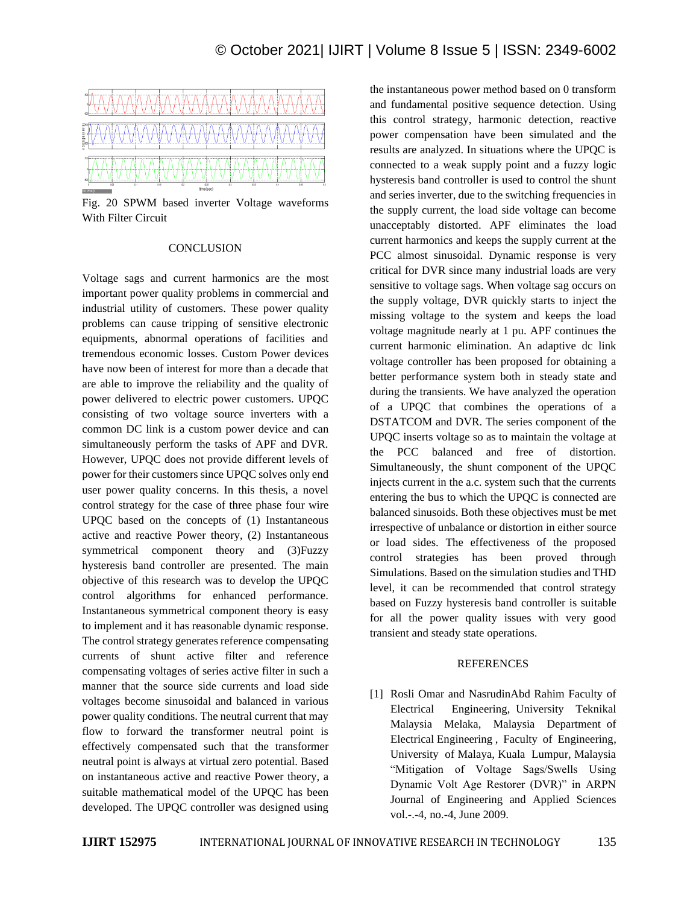Fig. 20 SPWM based inverter Voltage waveforms With Filter Circuit

## CONCLUSION

Voltage sags and current harmonics are the most important power quality problems in commercial and industrial utility of customers. These power quality problems can cause tripping of sensitive electronic equipments, abnormal operations of facilities and tremendous economic losses. Custom Power devices have now been of interest for more than a decade that are able to improve the reliability and the quality of power delivered to electric power customers. UPQC consisting of two voltage source inverters with a common DC link is a custom power device and can simultaneously perform the tasks of APF and DVR. However, UPQC does not provide different levels of power for their customers since UPQC solves only end user power quality concerns. In this thesis, a novel control strategy for the case of three phase four wire UPQC based on the concepts of (1) Instantaneous active and reactive Power theory, (2) Instantaneous symmetrical component theory and (3)Fuzzy hysteresis band controller are presented. The main objective of this research was to develop the UPQC control algorithms for enhanced performance. Instantaneous symmetrical component theory is easy to implement and it has reasonable dynamic response. The control strategy generates reference compensating currents of shunt active filter and reference compensating voltages of series active filter in such a manner that the source side currents and load side voltages become sinusoidal and balanced in various power quality conditions. The neutral current that may flow to forward the transformer neutral point is effectively compensated such that the transformer neutral point is always at virtual zero potential. Based on instantaneous active and reactive Power theory, a suitable mathematical model of the UPQC has been developed. The UPQC controller was designed using the instantaneous power method based on 0 transform and fundamental positive sequence detection. Using this control strategy, harmonic detection, reactive power compensation have been simulated and the results are analyzed. In situations where the UPQC is connected to a weak supply point and a fuzzy logic hysteresis band controller is used to control the shunt and series inverter, due to the switching frequencies in the supply current, the load side voltage can become unacceptably distorted. APF eliminates the load current harmonics and keeps the supply current at the PCC almost sinusoidal. Dynamic response is very critical for DVR since many industrial loads are very sensitive to voltage sags. When voltage sag occurs on the supply voltage, DVR quickly starts to inject the missing voltage to the system and keeps the load voltage magnitude nearly at 1 pu. APF continues the current harmonic elimination. An adaptive dc link voltage controller has been proposed for obtaining a better performance system both in steady state and during the transients. We have analyzed the operation of a UPQC that combines the operations of a DSTATCOM and DVR. The series component of the UPQC inserts voltage so as to maintain the voltage at the PCC balanced and free of distortion. Simultaneously, the shunt component of the UPQC injects current in the a.c. system such that the currents entering the bus to which the UPQC is connected are balanced sinusoids. Both these objectives must be met irrespective of unbalance or distortion in either source or load sides. The effectiveness of the proposed control strategies has been proved through Simulations. Based on the simulation studies and THD level, it can be recommended that control strategy based on Fuzzy hysteresis band controller is suitable for all the power quality issues with very good transient and steady state operations.

## REFERENCES

[1] Rosli Omar and NasrudinAbd Rahim Faculty of Electrical Engineering, University Teknikal Malaysia Melaka, Malaysia Department of Electrical Engineering , Faculty of Engineering, University of Malaya, Kuala Lumpur, Malaysia "Mitigation of Voltage Sags/Swells Using Dynamic Volt Age Restorer (DVR)" in ARPN Journal of Engineering and Applied Sciences vol.-.-4, no.-4, June 2009.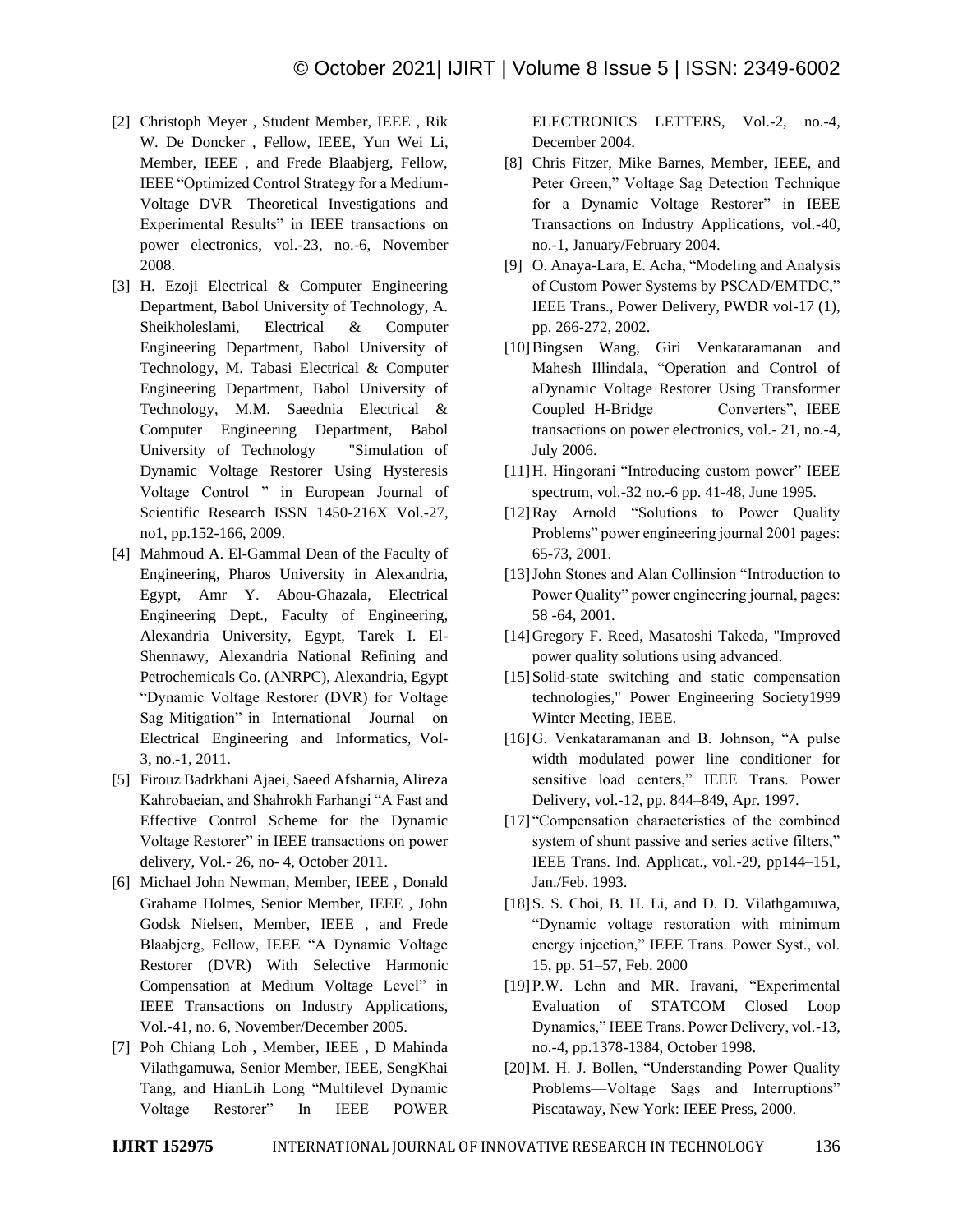[2] Christoph Meyer , Student Member, IEEE , Rik W. De Doncker , Fellow, IEEE, Yun Wei Li, Member, IEEE , and Frede Blaabjerg, Fellow, IEEE "Optimized Control Strategy for a Medium-Voltage DVR—Theoretical Investigations and Experimental Results" in IEEE transactions on power electronics, vol.-23, no.-6, November 2008.

[3] H. Ezoji Electrical & Computer Engineering Department, Babol University of Technology, A. Sheikholeslami, Electrical & Computer Engineering Department, Babol University of Technology, M. Tabasi Electrical & Computer Engineering Department, Babol University of Technology, M.M. Saeednia Electrical & Computer Engineering Department, Babol University of Technology "Simulation of Dynamic Voltage Restorer Using Hysteresis Voltage Control " in European Journal of Scientific Research ISSN 1450-216X Vol.-27, no1, pp.152-166, 2009.

[4] Mahmoud A. El-Gammal Dean of the Faculty of Engineering, Pharos University in Alexandria, Egypt, Amr Y. Abou-Ghazala, Electrical Engineering Dept., Faculty of Engineering, Alexandria University, Egypt, Tarek I. El-Shennawy, Alexandria National Refining and Petrochemicals Co. (ANRPC), Alexandria, Egypt "Dynamic Voltage Restorer (DVR) for Voltage Sag Mitigation" in International Journal on Electrical Engineering and Informatics, Vol-3, no.-1, 2011.

[5] Firouz Badrkhani Ajaei, Saeed Afsharnia, Alireza Kahrobaeian, and Shahrokh Farhangi "A Fast and Effective Control Scheme for the Dynamic Voltage Restorer" in IEEE transactions on power delivery, Vol.- 26, no- 4, October 2011.

[6] Michael John Newman, Member, IEEE , Donald Grahame Holmes, Senior Member, IEEE , John Godsk Nielsen, Member, IEEE , and Frede Blaabjerg, Fellow, IEEE "A Dynamic Voltage Restorer (DVR) With Selective Harmonic Compensation at Medium Voltage Level" in IEEE Transactions on Industry Applications, Vol.-41, no. 6, November/December 2005.

[7] Poh Chiang Loh , Member, IEEE , D Mahinda Vilathgamuwa, Senior Member, IEEE, SengKhai Tang, and HianLih Long "Multilevel Dynamic Voltage Restorer" In IEEE POWER ELECTRONICS LETTERS, Vol.-2, no.-4, December 2004.

[8] Chris Fitzer, Mike Barnes, Member, IEEE, and Peter Green," Voltage Sag Detection Technique for a Dynamic Voltage Restorer" in IEEE Transactions on Industry Applications, vol.-40, no.-1, January/February 2004.

[9] O. Anaya-Lara, E. Acha, "Modeling and Analysis of Custom Power Systems by PSCAD/EMTDC," IEEE Trans., Power Delivery, PWDR vol-17 (1), pp. 266-272, 2002.

[10] Bingsen Wang, Giri Venkataramanan and Mahesh Illindala, "Operation and Control of aDynamic Voltage Restorer Using Transformer Coupled H-Bridge Converters", IEEE transactions on power electronics, vol.- 21, no.-4, July 2006.

[11] H. Hingorani "Introducing custom power" IEEE spectrum, vol.-32 no.-6 pp. 41-48, June 1995.

[12] Ray Arnold "Solutions to Power Quality Problems" power engineering journal 2001 pages: 65-73, 2001.

[13] John Stones and Alan Collinsion "Introduction to Power Quality" power engineering journal, pages: 58 -64, 2001.

[14] Gregory F. Reed, Masatoshi Takeda, "Improved power quality solutions using advanced.

[15] Solid-state switching and static compensation technologies," Power Engineering Society1999 Winter Meeting, IEEE.

[16] G. Venkataramanan and B. Johnson, "A pulse width modulated power line conditioner for sensitive load centers," IEEE Trans. Power Delivery, vol.-12, pp. 844–849, Apr. 1997.

[17] "Compensation characteristics of the combined system of shunt passive and series active filters," IEEE Trans. Ind. Applicat., vol.-29, pp144–151, Jan./Feb. 1993.

[18] S. S. Choi, B. H. Li, and D. D. Vilathgamuwa, "Dynamic voltage restoration with minimum energy injection," IEEE Trans. Power Syst., vol. 15, pp. 51–57, Feb. 2000

[19] P.W. Lehn and MR. Iravani, "Experimental Evaluation of STATCOM Closed Loop Dynamics," IEEE Trans. Power Delivery, vol.-13, no.-4, pp.1378-1384, October 1998.

[20] M. H. J. Bollen, "Understanding Power Quality Problems—Voltage Sags and Interruptions" Piscataway, New York: IEEE Press, 2000.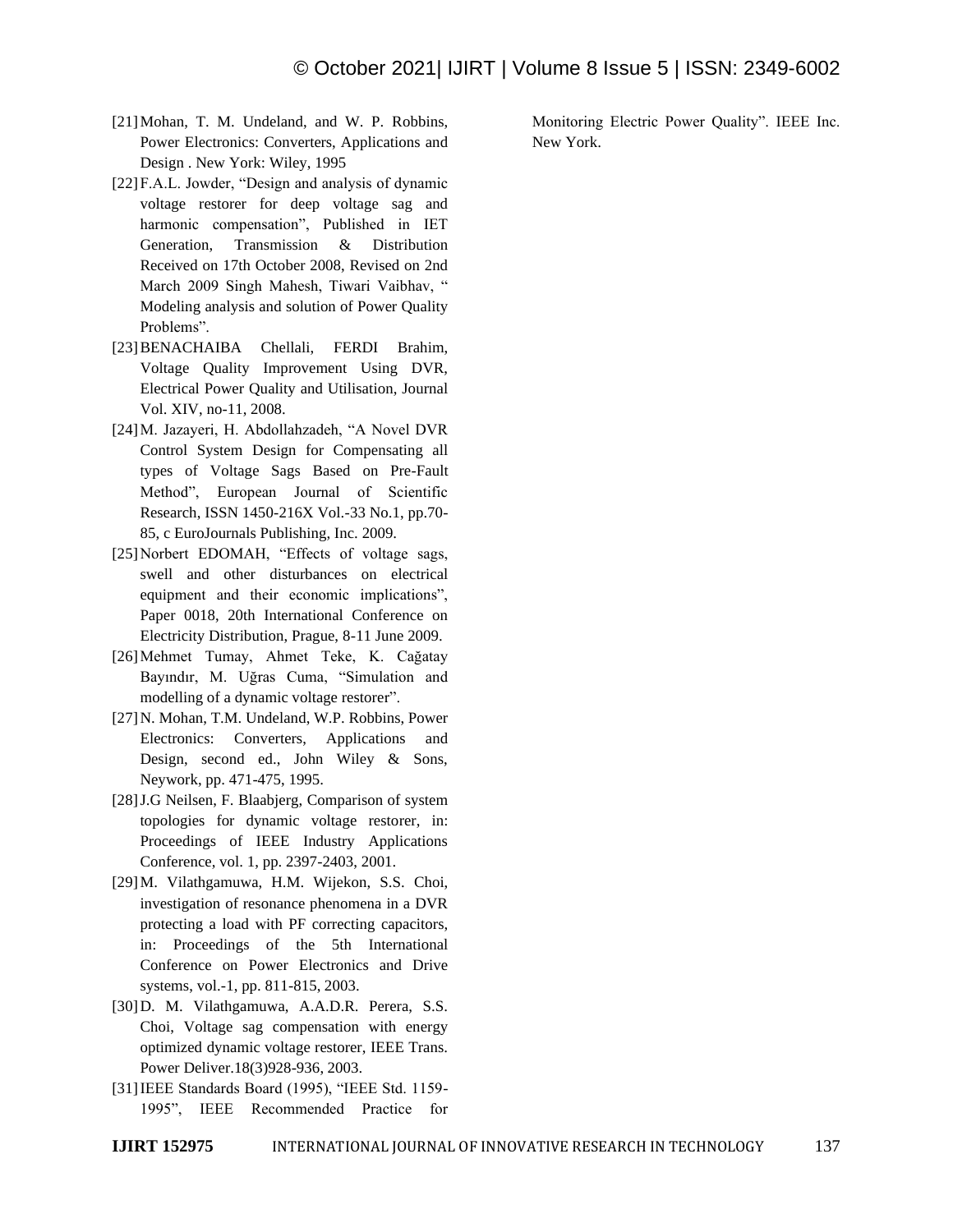[21] Mohan, T. M. Undeland, and W. P. Robbins, Power Electronics: Converters, Applications and Design . New York: Wiley, 1995

[22] F.A.L. Jowder, "Design and analysis of dynamic voltage restorer for deep voltage sag and harmonic compensation", Published in IET Generation, Transmission & Distribution Received on 17th October 2008, Revised on 2nd March 2009 Singh Mahesh, Tiwari Vaibhav, " Modeling analysis and solution of Power Quality Problems".

[23] BENACHAIBA Chellali, FERDI Brahim, Voltage Quality Improvement Using DVR, Electrical Power Quality and Utilisation, Journal Vol. XIV, no-11, 2008.

[24] M. Jazayeri, H. Abdollahzadeh, "A Novel DVR Control System Design for Compensating all types of Voltage Sags Based on Pre-Fault Method", European Journal of Scientific Research, ISSN 1450-216X Vol.-33 No.1, pp.70-85, c EuroJournals Publishing, Inc. 2009.

[25] Norbert EDOMAH, "Effects of voltage sags, swell and other disturbances on electrical equipment and their economic implications", Paper 0018, 20th International Conference on Electricity Distribution, Prague, 8-11 June 2009.

[26] Mehmet Tumay, Ahmet Teke, K. Cağatay Bayındır, M. Uğras Cuma, "Simulation and modelling of a dynamic voltage restorer".

[27] N. Mohan, T.M. Undeland, W.P. Robbins, Power Electronics: Converters, Applications and Design, second ed., John Wiley & Sons, Neywork, pp. 471-475, 1995.

[28] J.G Neilsen, F. Blaabjerg, Comparison of system topologies for dynamic voltage restorer, in: Proceedings of IEEE Industry Applications Conference, vol. 1, pp. 2397-2403, 2001.

[29] M. Vilathgamuwa, H.M. Wijekon, S.S. Choi, investigation of resonance phenomena in a DVR protecting a load with PF correcting capacitors, in: Proceedings of the 5th International Conference on Power Electronics and Drive systems, vol.-1, pp. 811-815, 2003.

[30] D. M. Vilathgamuwa, A.A.D.R. Perera, S.S. Choi, Voltage sag compensation with energy optimized dynamic voltage restorer, IEEE Trans. Power Deliver.18(3)928-936, 2003.

[31] IEEE Standards Board (1995), "IEEE Std. 1159-1995", IEEE Recommended Practice for Monitoring Electric Power Quality". IEEE Inc. New York.